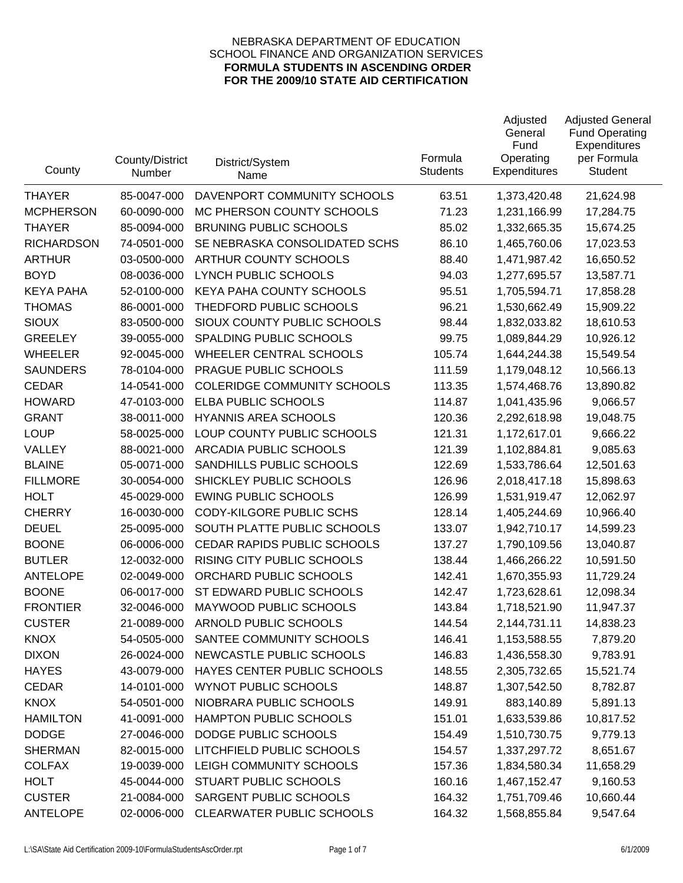NEBRASKA DEPARTMENT OF EDUCATION
SCHOOL FINANCE AND ORGANIZATION SERVICES
**FORMULA STUDENTS IN ASCENDING ORDER**
**FOR THE 2009/10 STATE AID CERTIFICATION**

| County | County/District Number | District/System Name | Formula Students | Adjusted General Fund Operating Expenditures | Adjusted General Fund Operating Expenditures per Formula Student |
|---|---|---|---|---|---|
| THAYER | 85-0047-000 | DAVENPORT COMMUNITY SCHOOLS | 63.51 | 1,373,420.48 | 21,624.98 |
| MCPHERSON | 60-0090-000 | MC PHERSON COUNTY SCHOOLS | 71.23 | 1,231,166.99 | 17,284.75 |
| THAYER | 85-0094-000 | BRUNING PUBLIC SCHOOLS | 85.02 | 1,332,665.35 | 15,674.25 |
| RICHARDSON | 74-0501-000 | SE NEBRASKA CONSOLIDATED SCHS | 86.10 | 1,465,760.06 | 17,023.53 |
| ARTHUR | 03-0500-000 | ARTHUR COUNTY SCHOOLS | 88.40 | 1,471,987.42 | 16,650.52 |
| BOYD | 08-0036-000 | LYNCH PUBLIC SCHOOLS | 94.03 | 1,277,695.57 | 13,587.71 |
| KEYA PAHA | 52-0100-000 | KEYA PAHA COUNTY SCHOOLS | 95.51 | 1,705,594.71 | 17,858.28 |
| THOMAS | 86-0001-000 | THEDFORD PUBLIC SCHOOLS | 96.21 | 1,530,662.49 | 15,909.22 |
| SIOUX | 83-0500-000 | SIOUX COUNTY PUBLIC SCHOOLS | 98.44 | 1,832,033.82 | 18,610.53 |
| GREELEY | 39-0055-000 | SPALDING PUBLIC SCHOOLS | 99.75 | 1,089,844.29 | 10,926.12 |
| WHEELER | 92-0045-000 | WHEELER CENTRAL SCHOOLS | 105.74 | 1,644,244.38 | 15,549.54 |
| SAUNDERS | 78-0104-000 | PRAGUE PUBLIC SCHOOLS | 111.59 | 1,179,048.12 | 10,566.13 |
| CEDAR | 14-0541-000 | COLERIDGE COMMUNITY SCHOOLS | 113.35 | 1,574,468.76 | 13,890.82 |
| HOWARD | 47-0103-000 | ELBA PUBLIC SCHOOLS | 114.87 | 1,041,435.96 | 9,066.57 |
| GRANT | 38-0011-000 | HYANNIS AREA SCHOOLS | 120.36 | 2,292,618.98 | 19,048.75 |
| LOUP | 58-0025-000 | LOUP COUNTY PUBLIC SCHOOLS | 121.31 | 1,172,617.01 | 9,666.22 |
| VALLEY | 88-0021-000 | ARCADIA PUBLIC SCHOOLS | 121.39 | 1,102,884.81 | 9,085.63 |
| BLAINE | 05-0071-000 | SANDHILLS PUBLIC SCHOOLS | 122.69 | 1,533,786.64 | 12,501.63 |
| FILLMORE | 30-0054-000 | SHICKLEY PUBLIC SCHOOLS | 126.96 | 2,018,417.18 | 15,898.63 |
| HOLT | 45-0029-000 | EWING PUBLIC SCHOOLS | 126.99 | 1,531,919.47 | 12,062.97 |
| CHERRY | 16-0030-000 | CODY-KILGORE PUBLIC SCHS | 128.14 | 1,405,244.69 | 10,966.40 |
| DEUEL | 25-0095-000 | SOUTH PLATTE PUBLIC SCHOOLS | 133.07 | 1,942,710.17 | 14,599.23 |
| BOONE | 06-0006-000 | CEDAR RAPIDS PUBLIC SCHOOLS | 137.27 | 1,790,109.56 | 13,040.87 |
| BUTLER | 12-0032-000 | RISING CITY PUBLIC SCHOOLS | 138.44 | 1,466,266.22 | 10,591.50 |
| ANTELOPE | 02-0049-000 | ORCHARD PUBLIC SCHOOLS | 142.41 | 1,670,355.93 | 11,729.24 |
| BOONE | 06-0017-000 | ST EDWARD PUBLIC SCHOOLS | 142.47 | 1,723,628.61 | 12,098.34 |
| FRONTIER | 32-0046-000 | MAYWOOD PUBLIC SCHOOLS | 143.84 | 1,718,521.90 | 11,947.37 |
| CUSTER | 21-0089-000 | ARNOLD PUBLIC SCHOOLS | 144.54 | 2,144,731.11 | 14,838.23 |
| KNOX | 54-0505-000 | SANTEE COMMUNITY SCHOOLS | 146.41 | 1,153,588.55 | 7,879.20 |
| DIXON | 26-0024-000 | NEWCASTLE PUBLIC SCHOOLS | 146.83 | 1,436,558.30 | 9,783.91 |
| HAYES | 43-0079-000 | HAYES CENTER PUBLIC SCHOOLS | 148.55 | 2,305,732.65 | 15,521.74 |
| CEDAR | 14-0101-000 | WYNOT PUBLIC SCHOOLS | 148.87 | 1,307,542.50 | 8,782.87 |
| KNOX | 54-0501-000 | NIOBRARA PUBLIC SCHOOLS | 149.91 | 883,140.89 | 5,891.13 |
| HAMILTON | 41-0091-000 | HAMPTON PUBLIC SCHOOLS | 151.01 | 1,633,539.86 | 10,817.52 |
| DODGE | 27-0046-000 | DODGE PUBLIC SCHOOLS | 154.49 | 1,510,730.75 | 9,779.13 |
| SHERMAN | 82-0015-000 | LITCHFIELD PUBLIC SCHOOLS | 154.57 | 1,337,297.72 | 8,651.67 |
| COLFAX | 19-0039-000 | LEIGH COMMUNITY SCHOOLS | 157.36 | 1,834,580.34 | 11,658.29 |
| HOLT | 45-0044-000 | STUART PUBLIC SCHOOLS | 160.16 | 1,467,152.47 | 9,160.53 |
| CUSTER | 21-0084-000 | SARGENT PUBLIC SCHOOLS | 164.32 | 1,751,709.46 | 10,660.44 |
| ANTELOPE | 02-0006-000 | CLEARWATER PUBLIC SCHOOLS | 164.32 | 1,568,855.84 | 9,547.64 |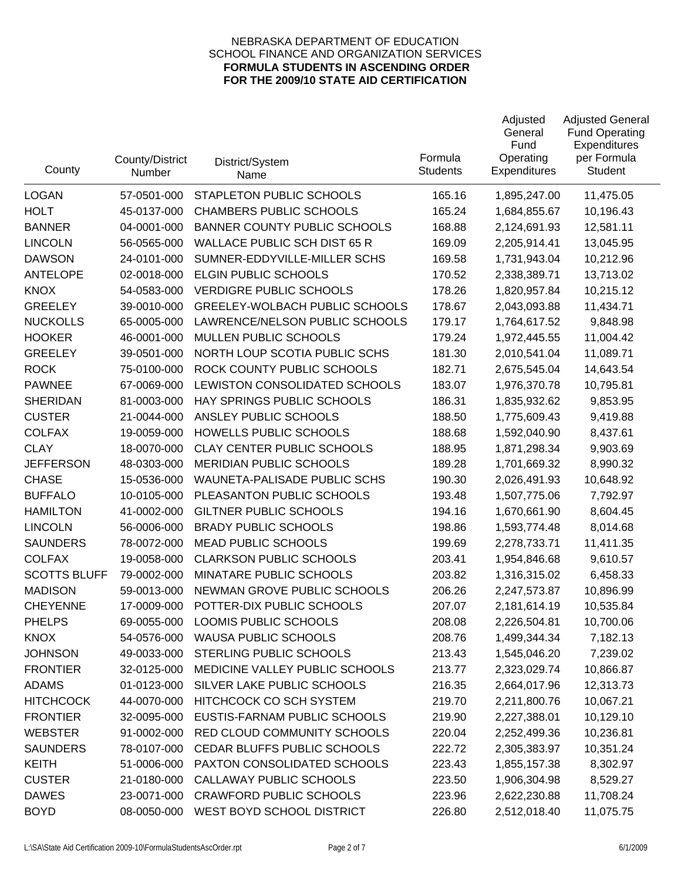NEBRASKA DEPARTMENT OF EDUCATION
SCHOOL FINANCE AND ORGANIZATION SERVICES
**FORMULA STUDENTS IN ASCENDING ORDER**
**FOR THE 2009/10 STATE AID CERTIFICATION**

| County | County/District Number | District/System Name | Formula Students | Adjusted General Fund Operating Expenditures | Adjusted General Fund Operating Expenditures per Formula Student |
|---|---|---|---|---|---|
| LOGAN | 57-0501-000 | STAPLETON PUBLIC SCHOOLS | 165.16 | 1,895,247.00 | 11,475.05 |
| HOLT | 45-0137-000 | CHAMBERS PUBLIC SCHOOLS | 165.24 | 1,684,855.67 | 10,196.43 |
| BANNER | 04-0001-000 | BANNER COUNTY PUBLIC SCHOOLS | 168.88 | 2,124,691.93 | 12,581.11 |
| LINCOLN | 56-0565-000 | WALLACE PUBLIC SCH DIST 65 R | 169.09 | 2,205,914.41 | 13,045.95 |
| DAWSON | 24-0101-000 | SUMNER-EDDYVILLE-MILLER SCHS | 169.58 | 1,731,943.04 | 10,212.96 |
| ANTELOPE | 02-0018-000 | ELGIN PUBLIC SCHOOLS | 170.52 | 2,338,389.71 | 13,713.02 |
| KNOX | 54-0583-000 | VERDIGRE PUBLIC SCHOOLS | 178.26 | 1,820,957.84 | 10,215.12 |
| GREELEY | 39-0010-000 | GREELEY-WOLBACH PUBLIC SCHOOLS | 178.67 | 2,043,093.88 | 11,434.71 |
| NUCKOLLS | 65-0005-000 | LAWRENCE/NELSON PUBLIC SCHOOLS | 179.17 | 1,764,617.52 | 9,848.98 |
| HOOKER | 46-0001-000 | MULLEN PUBLIC SCHOOLS | 179.24 | 1,972,445.55 | 11,004.42 |
| GREELEY | 39-0501-000 | NORTH LOUP SCOTIA PUBLIC SCHS | 181.30 | 2,010,541.04 | 11,089.71 |
| ROCK | 75-0100-000 | ROCK COUNTY PUBLIC SCHOOLS | 182.71 | 2,675,545.04 | 14,643.54 |
| PAWNEE | 67-0069-000 | LEWISTON CONSOLIDATED SCHOOLS | 183.07 | 1,976,370.78 | 10,795.81 |
| SHERIDAN | 81-0003-000 | HAY SPRINGS PUBLIC SCHOOLS | 186.31 | 1,835,932.62 | 9,853.95 |
| CUSTER | 21-0044-000 | ANSLEY PUBLIC SCHOOLS | 188.50 | 1,775,609.43 | 9,419.88 |
| COLFAX | 19-0059-000 | HOWELLS PUBLIC SCHOOLS | 188.68 | 1,592,040.90 | 8,437.61 |
| CLAY | 18-0070-000 | CLAY CENTER PUBLIC SCHOOLS | 188.95 | 1,871,298.34 | 9,903.69 |
| JEFFERSON | 48-0303-000 | MERIDIAN PUBLIC SCHOOLS | 189.28 | 1,701,669.32 | 8,990.32 |
| CHASE | 15-0536-000 | WAUNETA-PALISADE PUBLIC SCHS | 190.30 | 2,026,491.93 | 10,648.92 |
| BUFFALO | 10-0105-000 | PLEASANTON PUBLIC SCHOOLS | 193.48 | 1,507,775.06 | 7,792.97 |
| HAMILTON | 41-0002-000 | GILTNER PUBLIC SCHOOLS | 194.16 | 1,670,661.90 | 8,604.45 |
| LINCOLN | 56-0006-000 | BRADY PUBLIC SCHOOLS | 198.86 | 1,593,774.48 | 8,014.68 |
| SAUNDERS | 78-0072-000 | MEAD PUBLIC SCHOOLS | 199.69 | 2,278,733.71 | 11,411.35 |
| COLFAX | 19-0058-000 | CLARKSON PUBLIC SCHOOLS | 203.41 | 1,954,846.68 | 9,610.57 |
| SCOTTS BLUFF | 79-0002-000 | MINATARE PUBLIC SCHOOLS | 203.82 | 1,316,315.02 | 6,458.33 |
| MADISON | 59-0013-000 | NEWMAN GROVE PUBLIC SCHOOLS | 206.26 | 2,247,573.87 | 10,896.99 |
| CHEYENNE | 17-0009-000 | POTTER-DIX PUBLIC SCHOOLS | 207.07 | 2,181,614.19 | 10,535.84 |
| PHELPS | 69-0055-000 | LOOMIS PUBLIC SCHOOLS | 208.08 | 2,226,504.81 | 10,700.06 |
| KNOX | 54-0576-000 | WAUSA PUBLIC SCHOOLS | 208.76 | 1,499,344.34 | 7,182.13 |
| JOHNSON | 49-0033-000 | STERLING PUBLIC SCHOOLS | 213.43 | 1,545,046.20 | 7,239.02 |
| FRONTIER | 32-0125-000 | MEDICINE VALLEY PUBLIC SCHOOLS | 213.77 | 2,323,029.74 | 10,866.87 |
| ADAMS | 01-0123-000 | SILVER LAKE PUBLIC SCHOOLS | 216.35 | 2,664,017.96 | 12,313.73 |
| HITCHCOCK | 44-0070-000 | HITCHCOCK CO SCH SYSTEM | 219.70 | 2,211,800.76 | 10,067.21 |
| FRONTIER | 32-0095-000 | EUSTIS-FARNAM PUBLIC SCHOOLS | 219.90 | 2,227,388.01 | 10,129.10 |
| WEBSTER | 91-0002-000 | RED CLOUD COMMUNITY SCHOOLS | 220.04 | 2,252,499.36 | 10,236.81 |
| SAUNDERS | 78-0107-000 | CEDAR BLUFFS PUBLIC SCHOOLS | 222.72 | 2,305,383.97 | 10,351.24 |
| KEITH | 51-0006-000 | PAXTON CONSOLIDATED SCHOOLS | 223.43 | 1,855,157.38 | 8,302.97 |
| CUSTER | 21-0180-000 | CALLAWAY PUBLIC SCHOOLS | 223.50 | 1,906,304.98 | 8,529.27 |
| DAWES | 23-0071-000 | CRAWFORD PUBLIC SCHOOLS | 223.96 | 2,622,230.88 | 11,708.24 |
| BOYD | 08-0050-000 | WEST BOYD SCHOOL DISTRICT | 226.80 | 2,512,018.40 | 11,075.75 |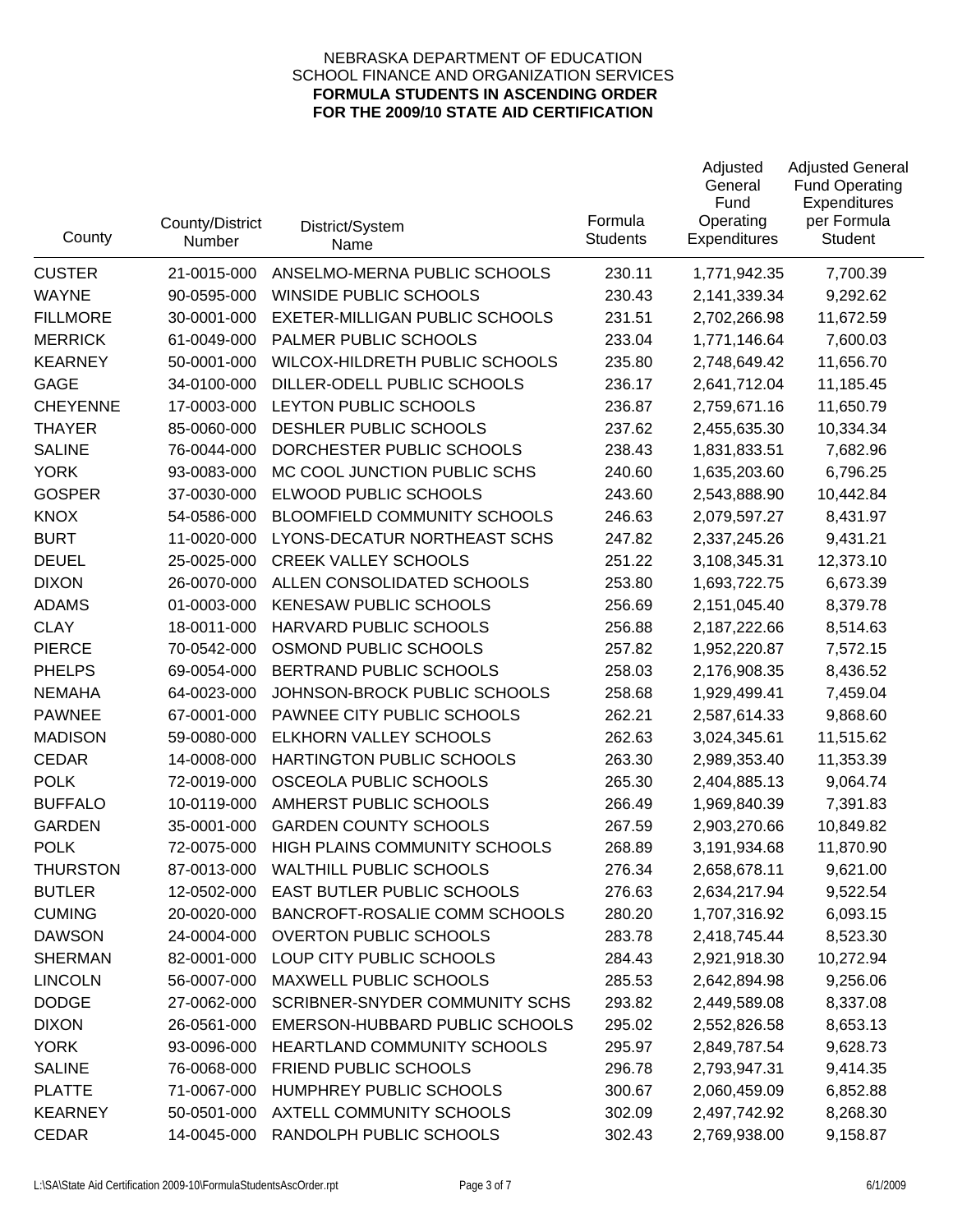NEBRASKA DEPARTMENT OF EDUCATION
SCHOOL FINANCE AND ORGANIZATION SERVICES
**FORMULA STUDENTS IN ASCENDING ORDER**
**FOR THE 2009/10 STATE AID CERTIFICATION**

| County | County/District Number | District/System Name | Formula Students | Adjusted General Fund Operating Expenditures | Adjusted General Fund Operating Expenditures per Formula Student |
|---|---|---|---|---|---|
| CUSTER | 21-0015-000 | ANSELMO-MERNA PUBLIC SCHOOLS | 230.11 | 1,771,942.35 | 7,700.39 |
| WAYNE | 90-0595-000 | WINSIDE PUBLIC SCHOOLS | 230.43 | 2,141,339.34 | 9,292.62 |
| FILLMORE | 30-0001-000 | EXETER-MILLIGAN PUBLIC SCHOOLS | 231.51 | 2,702,266.98 | 11,672.59 |
| MERRICK | 61-0049-000 | PALMER PUBLIC SCHOOLS | 233.04 | 1,771,146.64 | 7,600.03 |
| KEARNEY | 50-0001-000 | WILCOX-HILDRETH PUBLIC SCHOOLS | 235.80 | 2,748,649.42 | 11,656.70 |
| GAGE | 34-0100-000 | DILLER-ODELL PUBLIC SCHOOLS | 236.17 | 2,641,712.04 | 11,185.45 |
| CHEYENNE | 17-0003-000 | LEYTON PUBLIC SCHOOLS | 236.87 | 2,759,671.16 | 11,650.79 |
| THAYER | 85-0060-000 | DESHLER PUBLIC SCHOOLS | 237.62 | 2,455,635.30 | 10,334.34 |
| SALINE | 76-0044-000 | DORCHESTER PUBLIC SCHOOLS | 238.43 | 1,831,833.51 | 7,682.96 |
| YORK | 93-0083-000 | MC COOL JUNCTION PUBLIC SCHS | 240.60 | 1,635,203.60 | 6,796.25 |
| GOSPER | 37-0030-000 | ELWOOD PUBLIC SCHOOLS | 243.60 | 2,543,888.90 | 10,442.84 |
| KNOX | 54-0586-000 | BLOOMFIELD COMMUNITY SCHOOLS | 246.63 | 2,079,597.27 | 8,431.97 |
| BURT | 11-0020-000 | LYONS-DECATUR NORTHEAST SCHS | 247.82 | 2,337,245.26 | 9,431.21 |
| DEUEL | 25-0025-000 | CREEK VALLEY SCHOOLS | 251.22 | 3,108,345.31 | 12,373.10 |
| DIXON | 26-0070-000 | ALLEN CONSOLIDATED SCHOOLS | 253.80 | 1,693,722.75 | 6,673.39 |
| ADAMS | 01-0003-000 | KENESAW PUBLIC SCHOOLS | 256.69 | 2,151,045.40 | 8,379.78 |
| CLAY | 18-0011-000 | HARVARD PUBLIC SCHOOLS | 256.88 | 2,187,222.66 | 8,514.63 |
| PIERCE | 70-0542-000 | OSMOND PUBLIC SCHOOLS | 257.82 | 1,952,220.87 | 7,572.15 |
| PHELPS | 69-0054-000 | BERTRAND PUBLIC SCHOOLS | 258.03 | 2,176,908.35 | 8,436.52 |
| NEMAHA | 64-0023-000 | JOHNSON-BROCK PUBLIC SCHOOLS | 258.68 | 1,929,499.41 | 7,459.04 |
| PAWNEE | 67-0001-000 | PAWNEE CITY PUBLIC SCHOOLS | 262.21 | 2,587,614.33 | 9,868.60 |
| MADISON | 59-0080-000 | ELKHORN VALLEY SCHOOLS | 262.63 | 3,024,345.61 | 11,515.62 |
| CEDAR | 14-0008-000 | HARTINGTON PUBLIC SCHOOLS | 263.30 | 2,989,353.40 | 11,353.39 |
| POLK | 72-0019-000 | OSCEOLA PUBLIC SCHOOLS | 265.30 | 2,404,885.13 | 9,064.74 |
| BUFFALO | 10-0119-000 | AMHERST PUBLIC SCHOOLS | 266.49 | 1,969,840.39 | 7,391.83 |
| GARDEN | 35-0001-000 | GARDEN COUNTY SCHOOLS | 267.59 | 2,903,270.66 | 10,849.82 |
| POLK | 72-0075-000 | HIGH PLAINS COMMUNITY SCHOOLS | 268.89 | 3,191,934.68 | 11,870.90 |
| THURSTON | 87-0013-000 | WALTHILL PUBLIC SCHOOLS | 276.34 | 2,658,678.11 | 9,621.00 |
| BUTLER | 12-0502-000 | EAST BUTLER PUBLIC SCHOOLS | 276.63 | 2,634,217.94 | 9,522.54 |
| CUMING | 20-0020-000 | BANCROFT-ROSALIE COMM SCHOOLS | 280.20 | 1,707,316.92 | 6,093.15 |
| DAWSON | 24-0004-000 | OVERTON PUBLIC SCHOOLS | 283.78 | 2,418,745.44 | 8,523.30 |
| SHERMAN | 82-0001-000 | LOUP CITY PUBLIC SCHOOLS | 284.43 | 2,921,918.30 | 10,272.94 |
| LINCOLN | 56-0007-000 | MAXWELL PUBLIC SCHOOLS | 285.53 | 2,642,894.98 | 9,256.06 |
| DODGE | 27-0062-000 | SCRIBNER-SNYDER COMMUNITY SCHS | 293.82 | 2,449,589.08 | 8,337.08 |
| DIXON | 26-0561-000 | EMERSON-HUBBARD PUBLIC SCHOOLS | 295.02 | 2,552,826.58 | 8,653.13 |
| YORK | 93-0096-000 | HEARTLAND COMMUNITY SCHOOLS | 295.97 | 2,849,787.54 | 9,628.73 |
| SALINE | 76-0068-000 | FRIEND PUBLIC SCHOOLS | 296.78 | 2,793,947.31 | 9,414.35 |
| PLATTE | 71-0067-000 | HUMPHREY PUBLIC SCHOOLS | 300.67 | 2,060,459.09 | 6,852.88 |
| KEARNEY | 50-0501-000 | AXTELL COMMUNITY SCHOOLS | 302.09 | 2,497,742.92 | 8,268.30 |
| CEDAR | 14-0045-000 | RANDOLPH PUBLIC SCHOOLS | 302.43 | 2,769,938.00 | 9,158.87 |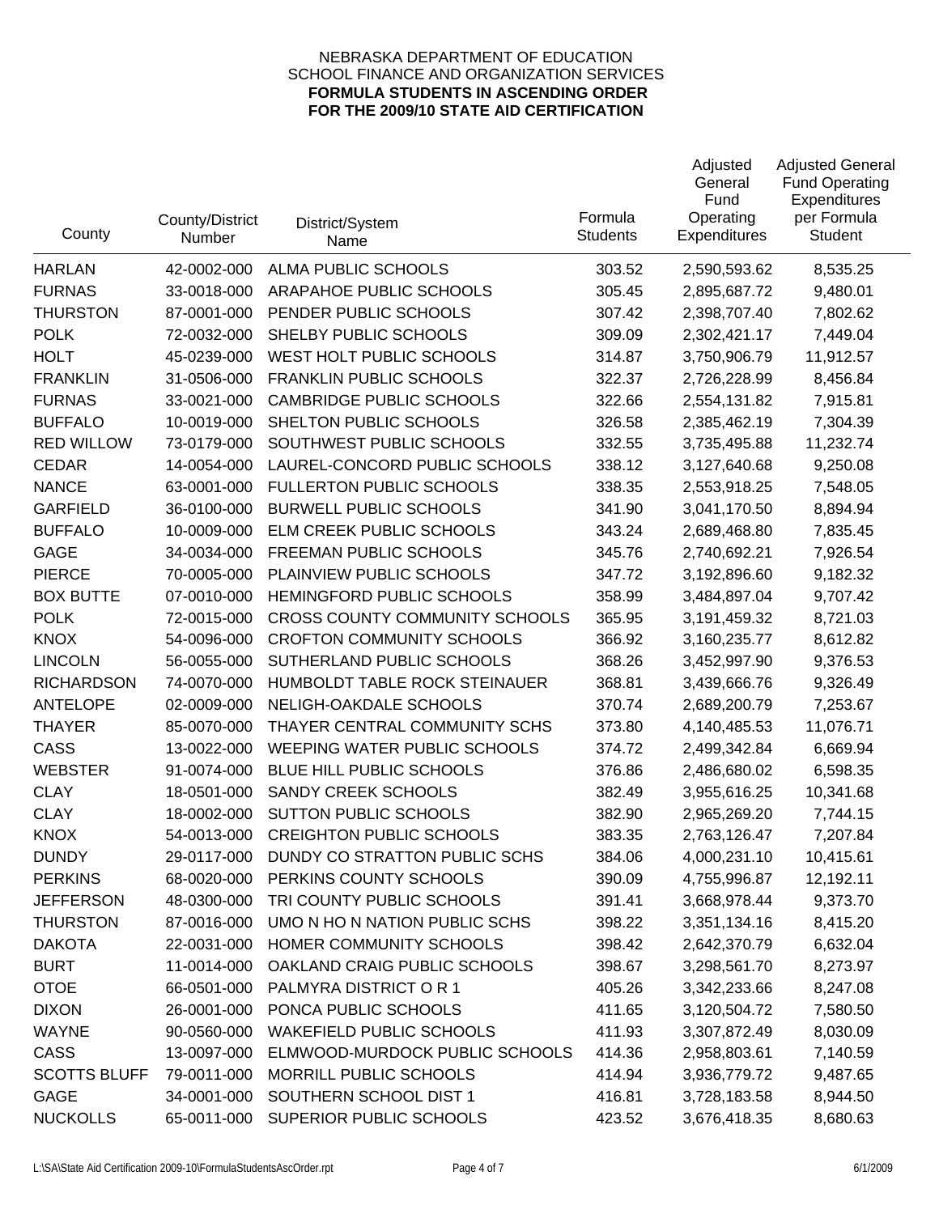NEBRASKA DEPARTMENT OF EDUCATION
SCHOOL FINANCE AND ORGANIZATION SERVICES
**FORMULA STUDENTS IN ASCENDING ORDER**
**FOR THE 2009/10 STATE AID CERTIFICATION**

| County | County/District Number | District/System Name | Formula Students | Adjusted General Fund Operating Expenditures | Adjusted General Fund Operating Expenditures per Formula Student |
|---|---|---|---|---|---|
| HARLAN | 42-0002-000 | ALMA PUBLIC SCHOOLS | 303.52 | 2,590,593.62 | 8,535.25 |
| FURNAS | 33-0018-000 | ARAPAHOE PUBLIC SCHOOLS | 305.45 | 2,895,687.72 | 9,480.01 |
| THURSTON | 87-0001-000 | PENDER PUBLIC SCHOOLS | 307.42 | 2,398,707.40 | 7,802.62 |
| POLK | 72-0032-000 | SHELBY PUBLIC SCHOOLS | 309.09 | 2,302,421.17 | 7,449.04 |
| HOLT | 45-0239-000 | WEST HOLT PUBLIC SCHOOLS | 314.87 | 3,750,906.79 | 11,912.57 |
| FRANKLIN | 31-0506-000 | FRANKLIN PUBLIC SCHOOLS | 322.37 | 2,726,228.99 | 8,456.84 |
| FURNAS | 33-0021-000 | CAMBRIDGE PUBLIC SCHOOLS | 322.66 | 2,554,131.82 | 7,915.81 |
| BUFFALO | 10-0019-000 | SHELTON PUBLIC SCHOOLS | 326.58 | 2,385,462.19 | 7,304.39 |
| RED WILLOW | 73-0179-000 | SOUTHWEST PUBLIC SCHOOLS | 332.55 | 3,735,495.88 | 11,232.74 |
| CEDAR | 14-0054-000 | LAUREL-CONCORD PUBLIC SCHOOLS | 338.12 | 3,127,640.68 | 9,250.08 |
| NANCE | 63-0001-000 | FULLERTON PUBLIC SCHOOLS | 338.35 | 2,553,918.25 | 7,548.05 |
| GARFIELD | 36-0100-000 | BURWELL PUBLIC SCHOOLS | 341.90 | 3,041,170.50 | 8,894.94 |
| BUFFALO | 10-0009-000 | ELM CREEK PUBLIC SCHOOLS | 343.24 | 2,689,468.80 | 7,835.45 |
| GAGE | 34-0034-000 | FREEMAN PUBLIC SCHOOLS | 345.76 | 2,740,692.21 | 7,926.54 |
| PIERCE | 70-0005-000 | PLAINVIEW PUBLIC SCHOOLS | 347.72 | 3,192,896.60 | 9,182.32 |
| BOX BUTTE | 07-0010-000 | HEMINGFORD PUBLIC SCHOOLS | 358.99 | 3,484,897.04 | 9,707.42 |
| POLK | 72-0015-000 | CROSS COUNTY COMMUNITY SCHOOLS | 365.95 | 3,191,459.32 | 8,721.03 |
| KNOX | 54-0096-000 | CROFTON COMMUNITY SCHOOLS | 366.92 | 3,160,235.77 | 8,612.82 |
| LINCOLN | 56-0055-000 | SUTHERLAND PUBLIC SCHOOLS | 368.26 | 3,452,997.90 | 9,376.53 |
| RICHARDSON | 74-0070-000 | HUMBOLDT TABLE ROCK STEINAUER | 368.81 | 3,439,666.76 | 9,326.49 |
| ANTELOPE | 02-0009-000 | NELIGH-OAKDALE SCHOOLS | 370.74 | 2,689,200.79 | 7,253.67 |
| THAYER | 85-0070-000 | THAYER CENTRAL COMMUNITY SCHS | 373.80 | 4,140,485.53 | 11,076.71 |
| CASS | 13-0022-000 | WEEPING WATER PUBLIC SCHOOLS | 374.72 | 2,499,342.84 | 6,669.94 |
| WEBSTER | 91-0074-000 | BLUE HILL PUBLIC SCHOOLS | 376.86 | 2,486,680.02 | 6,598.35 |
| CLAY | 18-0501-000 | SANDY CREEK SCHOOLS | 382.49 | 3,955,616.25 | 10,341.68 |
| CLAY | 18-0002-000 | SUTTON PUBLIC SCHOOLS | 382.90 | 2,965,269.20 | 7,744.15 |
| KNOX | 54-0013-000 | CREIGHTON PUBLIC SCHOOLS | 383.35 | 2,763,126.47 | 7,207.84 |
| DUNDY | 29-0117-000 | DUNDY CO STRATTON PUBLIC SCHS | 384.06 | 4,000,231.10 | 10,415.61 |
| PERKINS | 68-0020-000 | PERKINS COUNTY SCHOOLS | 390.09 | 4,755,996.87 | 12,192.11 |
| JEFFERSON | 48-0300-000 | TRI COUNTY PUBLIC SCHOOLS | 391.41 | 3,668,978.44 | 9,373.70 |
| THURSTON | 87-0016-000 | UMO N HO N NATION PUBLIC SCHS | 398.22 | 3,351,134.16 | 8,415.20 |
| DAKOTA | 22-0031-000 | HOMER COMMUNITY SCHOOLS | 398.42 | 2,642,370.79 | 6,632.04 |
| BURT | 11-0014-000 | OAKLAND CRAIG PUBLIC SCHOOLS | 398.67 | 3,298,561.70 | 8,273.97 |
| OTOE | 66-0501-000 | PALMYRA DISTRICT O R 1 | 405.26 | 3,342,233.66 | 8,247.08 |
| DIXON | 26-0001-000 | PONCA PUBLIC SCHOOLS | 411.65 | 3,120,504.72 | 7,580.50 |
| WAYNE | 90-0560-000 | WAKEFIELD PUBLIC SCHOOLS | 411.93 | 3,307,872.49 | 8,030.09 |
| CASS | 13-0097-000 | ELMWOOD-MURDOCK PUBLIC SCHOOLS | 414.36 | 2,958,803.61 | 7,140.59 |
| SCOTTS BLUFF | 79-0011-000 | MORRILL PUBLIC SCHOOLS | 414.94 | 3,936,779.72 | 9,487.65 |
| GAGE | 34-0001-000 | SOUTHERN SCHOOL DIST 1 | 416.81 | 3,728,183.58 | 8,944.50 |
| NUCKOLLS | 65-0011-000 | SUPERIOR PUBLIC SCHOOLS | 423.52 | 3,676,418.35 | 8,680.63 |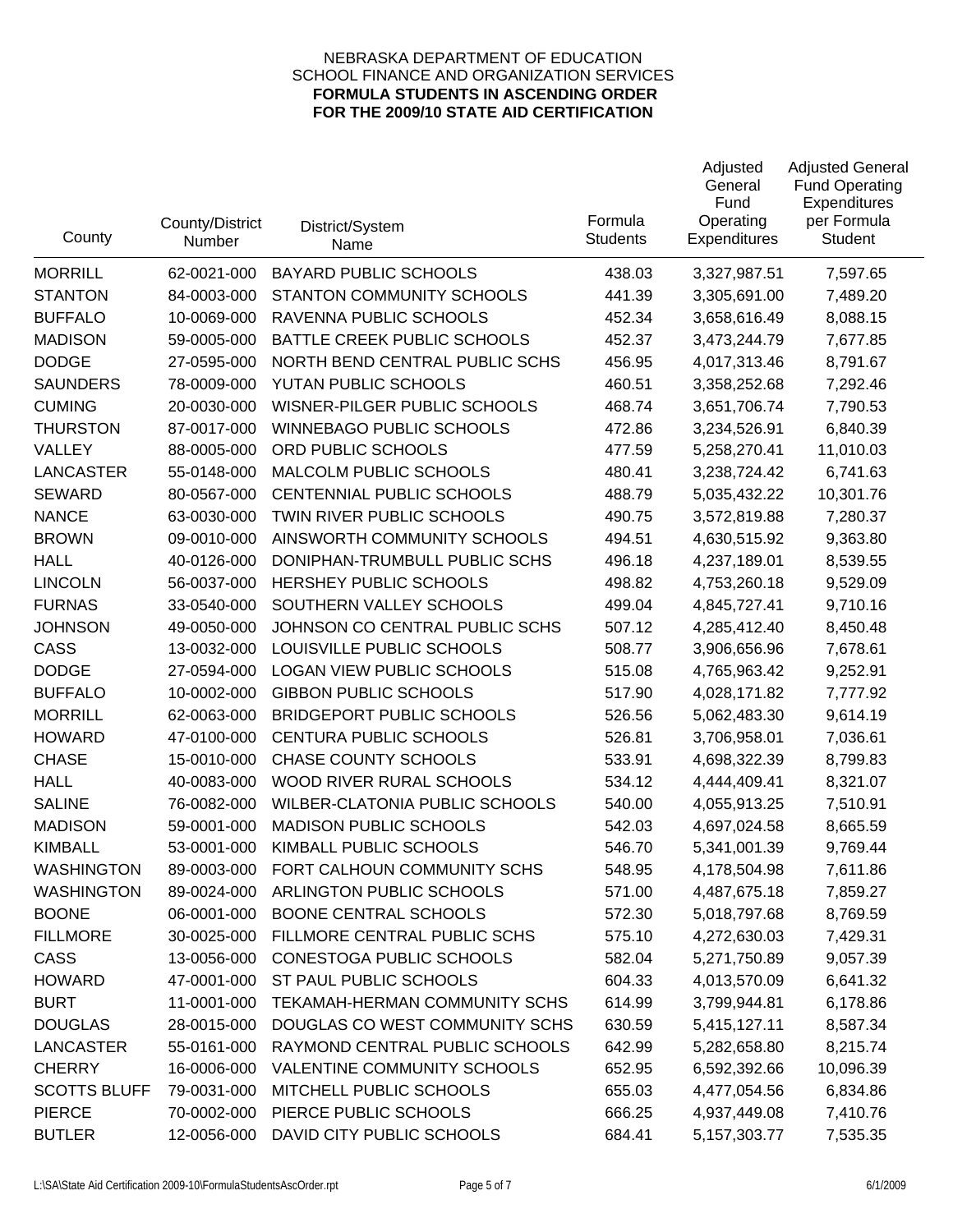NEBRASKA DEPARTMENT OF EDUCATION
SCHOOL FINANCE AND ORGANIZATION SERVICES
**FORMULA STUDENTS IN ASCENDING ORDER**
**FOR THE 2009/10 STATE AID CERTIFICATION**

| County | County/District Number | District/System Name | Formula Students | Adjusted General Fund Operating Expenditures | Adjusted General Fund Operating Expenditures per Formula Student |
|---|---|---|---|---|---|
| MORRILL | 62-0021-000 | BAYARD PUBLIC SCHOOLS | 438.03 | 3,327,987.51 | 7,597.65 |
| STANTON | 84-0003-000 | STANTON COMMUNITY SCHOOLS | 441.39 | 3,305,691.00 | 7,489.20 |
| BUFFALO | 10-0069-000 | RAVENNA PUBLIC SCHOOLS | 452.34 | 3,658,616.49 | 8,088.15 |
| MADISON | 59-0005-000 | BATTLE CREEK PUBLIC SCHOOLS | 452.37 | 3,473,244.79 | 7,677.85 |
| DODGE | 27-0595-000 | NORTH BEND CENTRAL PUBLIC SCHS | 456.95 | 4,017,313.46 | 8,791.67 |
| SAUNDERS | 78-0009-000 | YUTAN PUBLIC SCHOOLS | 460.51 | 3,358,252.68 | 7,292.46 |
| CUMING | 20-0030-000 | WISNER-PILGER PUBLIC SCHOOLS | 468.74 | 3,651,706.74 | 7,790.53 |
| THURSTON | 87-0017-000 | WINNEBAGO PUBLIC SCHOOLS | 472.86 | 3,234,526.91 | 6,840.39 |
| VALLEY | 88-0005-000 | ORD PUBLIC SCHOOLS | 477.59 | 5,258,270.41 | 11,010.03 |
| LANCASTER | 55-0148-000 | MALCOLM PUBLIC SCHOOLS | 480.41 | 3,238,724.42 | 6,741.63 |
| SEWARD | 80-0567-000 | CENTENNIAL PUBLIC SCHOOLS | 488.79 | 5,035,432.22 | 10,301.76 |
| NANCE | 63-0030-000 | TWIN RIVER PUBLIC SCHOOLS | 490.75 | 3,572,819.88 | 7,280.37 |
| BROWN | 09-0010-000 | AINSWORTH COMMUNITY SCHOOLS | 494.51 | 4,630,515.92 | 9,363.80 |
| HALL | 40-0126-000 | DONIPHAN-TRUMBULL PUBLIC SCHS | 496.18 | 4,237,189.01 | 8,539.55 |
| LINCOLN | 56-0037-000 | HERSHEY PUBLIC SCHOOLS | 498.82 | 4,753,260.18 | 9,529.09 |
| FURNAS | 33-0540-000 | SOUTHERN VALLEY SCHOOLS | 499.04 | 4,845,727.41 | 9,710.16 |
| JOHNSON | 49-0050-000 | JOHNSON CO CENTRAL PUBLIC SCHS | 507.12 | 4,285,412.40 | 8,450.48 |
| CASS | 13-0032-000 | LOUISVILLE PUBLIC SCHOOLS | 508.77 | 3,906,656.96 | 7,678.61 |
| DODGE | 27-0594-000 | LOGAN VIEW PUBLIC SCHOOLS | 515.08 | 4,765,963.42 | 9,252.91 |
| BUFFALO | 10-0002-000 | GIBBON PUBLIC SCHOOLS | 517.90 | 4,028,171.82 | 7,777.92 |
| MORRILL | 62-0063-000 | BRIDGEPORT PUBLIC SCHOOLS | 526.56 | 5,062,483.30 | 9,614.19 |
| HOWARD | 47-0100-000 | CENTURA PUBLIC SCHOOLS | 526.81 | 3,706,958.01 | 7,036.61 |
| CHASE | 15-0010-000 | CHASE COUNTY SCHOOLS | 533.91 | 4,698,322.39 | 8,799.83 |
| HALL | 40-0083-000 | WOOD RIVER RURAL SCHOOLS | 534.12 | 4,444,409.41 | 8,321.07 |
| SALINE | 76-0082-000 | WILBER-CLATONIA PUBLIC SCHOOLS | 540.00 | 4,055,913.25 | 7,510.91 |
| MADISON | 59-0001-000 | MADISON PUBLIC SCHOOLS | 542.03 | 4,697,024.58 | 8,665.59 |
| KIMBALL | 53-0001-000 | KIMBALL PUBLIC SCHOOLS | 546.70 | 5,341,001.39 | 9,769.44 |
| WASHINGTON | 89-0003-000 | FORT CALHOUN COMMUNITY SCHS | 548.95 | 4,178,504.98 | 7,611.86 |
| WASHINGTON | 89-0024-000 | ARLINGTON PUBLIC SCHOOLS | 571.00 | 4,487,675.18 | 7,859.27 |
| BOONE | 06-0001-000 | BOONE CENTRAL SCHOOLS | 572.30 | 5,018,797.68 | 8,769.59 |
| FILLMORE | 30-0025-000 | FILLMORE CENTRAL PUBLIC SCHS | 575.10 | 4,272,630.03 | 7,429.31 |
| CASS | 13-0056-000 | CONESTOGA PUBLIC SCHOOLS | 582.04 | 5,271,750.89 | 9,057.39 |
| HOWARD | 47-0001-000 | ST PAUL PUBLIC SCHOOLS | 604.33 | 4,013,570.09 | 6,641.32 |
| BURT | 11-0001-000 | TEKAMAH-HERMAN COMMUNITY SCHS | 614.99 | 3,799,944.81 | 6,178.86 |
| DOUGLAS | 28-0015-000 | DOUGLAS CO WEST COMMUNITY SCHS | 630.59 | 5,415,127.11 | 8,587.34 |
| LANCASTER | 55-0161-000 | RAYMOND CENTRAL PUBLIC SCHOOLS | 642.99 | 5,282,658.80 | 8,215.74 |
| CHERRY | 16-0006-000 | VALENTINE COMMUNITY SCHOOLS | 652.95 | 6,592,392.66 | 10,096.39 |
| SCOTTS BLUFF | 79-0031-000 | MITCHELL PUBLIC SCHOOLS | 655.03 | 4,477,054.56 | 6,834.86 |
| PIERCE | 70-0002-000 | PIERCE PUBLIC SCHOOLS | 666.25 | 4,937,449.08 | 7,410.76 |
| BUTLER | 12-0056-000 | DAVID CITY PUBLIC SCHOOLS | 684.41 | 5,157,303.77 | 7,535.35 |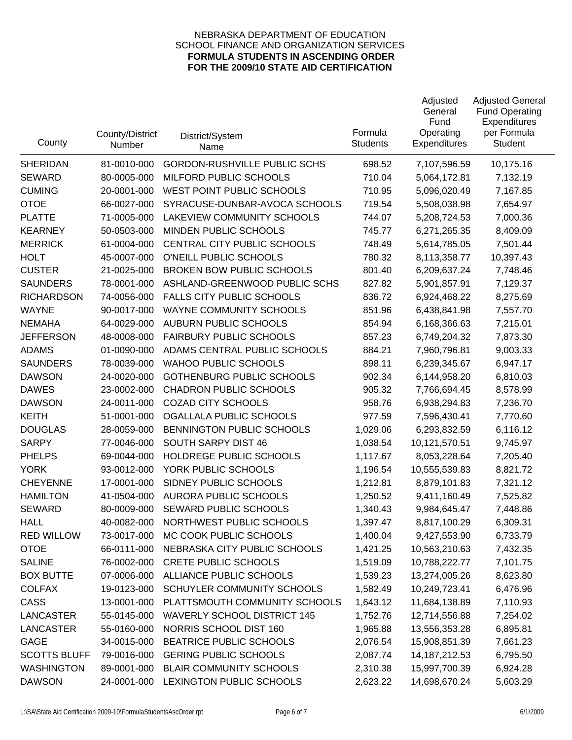NEBRASKA DEPARTMENT OF EDUCATION
SCHOOL FINANCE AND ORGANIZATION SERVICES
**FORMULA STUDENTS IN ASCENDING ORDER**
**FOR THE 2009/10 STATE AID CERTIFICATION**

| County | County/District Number | District/System Name | Formula Students | Adjusted General Fund Operating Expenditures | Adjusted General Fund Operating Expenditures per Formula Student |
|---|---|---|---|---|---|
| SHERIDAN | 81-0010-000 | GORDON-RUSHVILLE PUBLIC SCHS | 698.52 | 7,107,596.59 | 10,175.16 |
| SEWARD | 80-0005-000 | MILFORD PUBLIC SCHOOLS | 710.04 | 5,064,172.81 | 7,132.19 |
| CUMING | 20-0001-000 | WEST POINT PUBLIC SCHOOLS | 710.95 | 5,096,020.49 | 7,167.85 |
| OTOE | 66-0027-000 | SYRACUSE-DUNBAR-AVOCA SCHOOLS | 719.54 | 5,508,038.98 | 7,654.97 |
| PLATTE | 71-0005-000 | LAKEVIEW COMMUNITY SCHOOLS | 744.07 | 5,208,724.53 | 7,000.36 |
| KEARNEY | 50-0503-000 | MINDEN PUBLIC SCHOOLS | 745.77 | 6,271,265.35 | 8,409.09 |
| MERRICK | 61-0004-000 | CENTRAL CITY PUBLIC SCHOOLS | 748.49 | 5,614,785.05 | 7,501.44 |
| HOLT | 45-0007-000 | O'NEILL PUBLIC SCHOOLS | 780.32 | 8,113,358.77 | 10,397.43 |
| CUSTER | 21-0025-000 | BROKEN BOW PUBLIC SCHOOLS | 801.40 | 6,209,637.24 | 7,748.46 |
| SAUNDERS | 78-0001-000 | ASHLAND-GREENWOOD PUBLIC SCHS | 827.82 | 5,901,857.91 | 7,129.37 |
| RICHARDSON | 74-0056-000 | FALLS CITY PUBLIC SCHOOLS | 836.72 | 6,924,468.22 | 8,275.69 |
| WAYNE | 90-0017-000 | WAYNE COMMUNITY SCHOOLS | 851.96 | 6,438,841.98 | 7,557.70 |
| NEMAHA | 64-0029-000 | AUBURN PUBLIC SCHOOLS | 854.94 | 6,168,366.63 | 7,215.01 |
| JEFFERSON | 48-0008-000 | FAIRBURY PUBLIC SCHOOLS | 857.23 | 6,749,204.32 | 7,873.30 |
| ADAMS | 01-0090-000 | ADAMS CENTRAL PUBLIC SCHOOLS | 884.21 | 7,960,796.81 | 9,003.33 |
| SAUNDERS | 78-0039-000 | WAHOO PUBLIC SCHOOLS | 898.11 | 6,239,345.67 | 6,947.17 |
| DAWSON | 24-0020-000 | GOTHENBURG PUBLIC SCHOOLS | 902.34 | 6,144,958.20 | 6,810.03 |
| DAWES | 23-0002-000 | CHADRON PUBLIC SCHOOLS | 905.32 | 7,766,694.45 | 8,578.99 |
| DAWSON | 24-0011-000 | COZAD CITY SCHOOLS | 958.76 | 6,938,294.83 | 7,236.70 |
| KEITH | 51-0001-000 | OGALLALA PUBLIC SCHOOLS | 977.59 | 7,596,430.41 | 7,770.60 |
| DOUGLAS | 28-0059-000 | BENNINGTON PUBLIC SCHOOLS | 1,029.06 | 6,293,832.59 | 6,116.12 |
| SARPY | 77-0046-000 | SOUTH SARPY DIST 46 | 1,038.54 | 10,121,570.51 | 9,745.97 |
| PHELPS | 69-0044-000 | HOLDREGE PUBLIC SCHOOLS | 1,117.67 | 8,053,228.64 | 7,205.40 |
| YORK | 93-0012-000 | YORK PUBLIC SCHOOLS | 1,196.54 | 10,555,539.83 | 8,821.72 |
| CHEYENNE | 17-0001-000 | SIDNEY PUBLIC SCHOOLS | 1,212.81 | 8,879,101.83 | 7,321.12 |
| HAMILTON | 41-0504-000 | AURORA PUBLIC SCHOOLS | 1,250.52 | 9,411,160.49 | 7,525.82 |
| SEWARD | 80-0009-000 | SEWARD PUBLIC SCHOOLS | 1,340.43 | 9,984,645.47 | 7,448.86 |
| HALL | 40-0082-000 | NORTHWEST PUBLIC SCHOOLS | 1,397.47 | 8,817,100.29 | 6,309.31 |
| RED WILLOW | 73-0017-000 | MC COOK PUBLIC SCHOOLS | 1,400.04 | 9,427,553.90 | 6,733.79 |
| OTOE | 66-0111-000 | NEBRASKA CITY PUBLIC SCHOOLS | 1,421.25 | 10,563,210.63 | 7,432.35 |
| SALINE | 76-0002-000 | CRETE PUBLIC SCHOOLS | 1,519.09 | 10,788,222.77 | 7,101.75 |
| BOX BUTTE | 07-0006-000 | ALLIANCE PUBLIC SCHOOLS | 1,539.23 | 13,274,005.26 | 8,623.80 |
| COLFAX | 19-0123-000 | SCHUYLER COMMUNITY SCHOOLS | 1,582.49 | 10,249,723.41 | 6,476.96 |
| CASS | 13-0001-000 | PLATTSMOUTH COMMUNITY SCHOOLS | 1,643.12 | 11,684,138.89 | 7,110.93 |
| LANCASTER | 55-0145-000 | WAVERLY SCHOOL DISTRICT 145 | 1,752.76 | 12,714,556.88 | 7,254.02 |
| LANCASTER | 55-0160-000 | NORRIS SCHOOL DIST 160 | 1,965.88 | 13,556,353.28 | 6,895.81 |
| GAGE | 34-0015-000 | BEATRICE PUBLIC SCHOOLS | 2,076.54 | 15,908,851.39 | 7,661.23 |
| SCOTTS BLUFF | 79-0016-000 | GERING PUBLIC SCHOOLS | 2,087.74 | 14,187,212.53 | 6,795.50 |
| WASHINGTON | 89-0001-000 | BLAIR COMMUNITY SCHOOLS | 2,310.38 | 15,997,700.39 | 6,924.28 |
| DAWSON | 24-0001-000 | LEXINGTON PUBLIC SCHOOLS | 2,623.22 | 14,698,670.24 | 5,603.29 |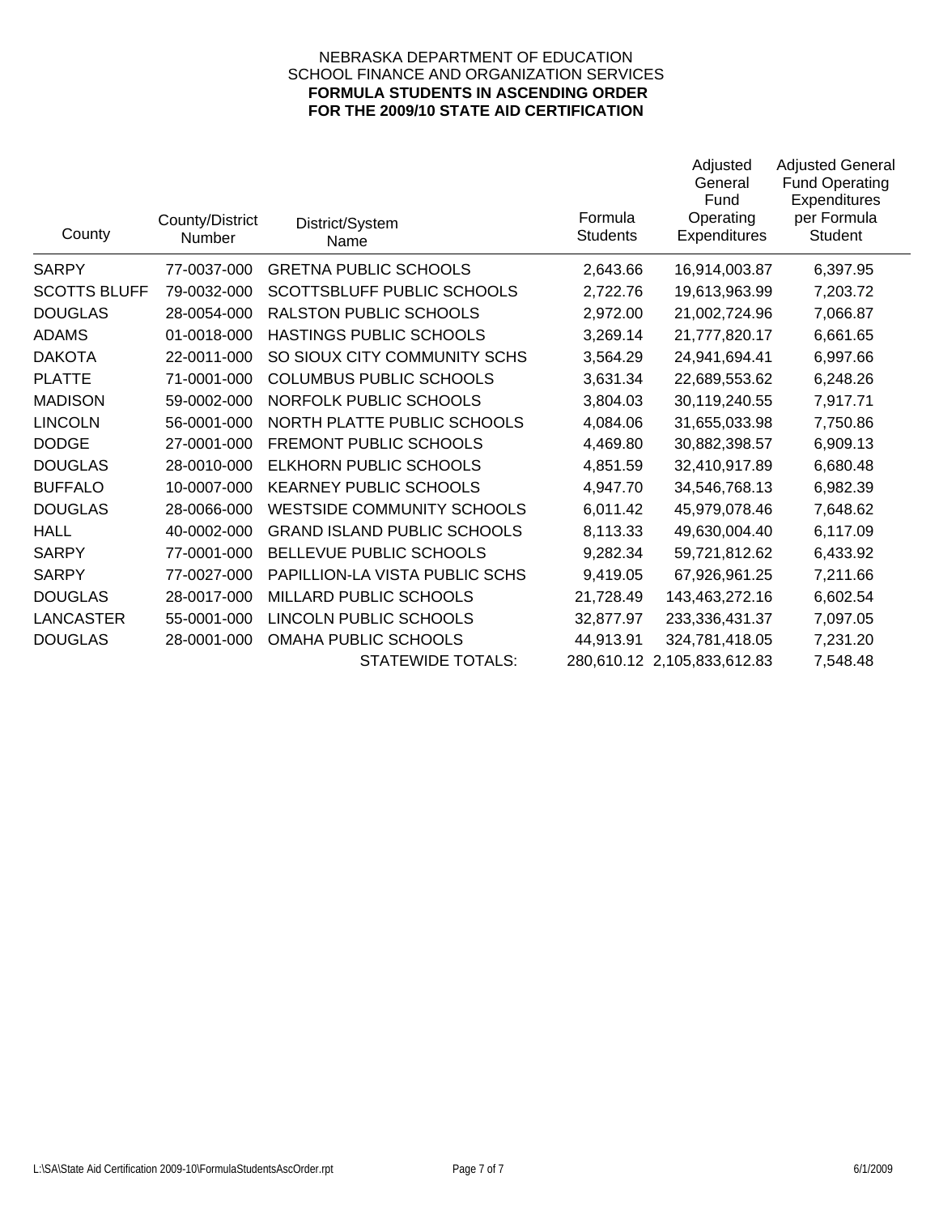NEBRASKA DEPARTMENT OF EDUCATION
SCHOOL FINANCE AND ORGANIZATION SERVICES
**FORMULA STUDENTS IN ASCENDING ORDER**
**FOR THE 2009/10 STATE AID CERTIFICATION**

| County | County/District Number | District/System Name | Formula Students | Adjusted General Fund Operating Expenditures | Adjusted General Fund Operating Expenditures per Formula Student |
|---|---|---|---|---|---|
| SARPY | 77-0037-000 | GRETNA PUBLIC SCHOOLS | 2,643.66 | 16,914,003.87 | 6,397.95 |
| SCOTTS BLUFF | 79-0032-000 | SCOTTSBLUFF PUBLIC SCHOOLS | 2,722.76 | 19,613,963.99 | 7,203.72 |
| DOUGLAS | 28-0054-000 | RALSTON PUBLIC SCHOOLS | 2,972.00 | 21,002,724.96 | 7,066.87 |
| ADAMS | 01-0018-000 | HASTINGS PUBLIC SCHOOLS | 3,269.14 | 21,777,820.17 | 6,661.65 |
| DAKOTA | 22-0011-000 | SO SIOUX CITY COMMUNITY SCHS | 3,564.29 | 24,941,694.41 | 6,997.66 |
| PLATTE | 71-0001-000 | COLUMBUS PUBLIC SCHOOLS | 3,631.34 | 22,689,553.62 | 6,248.26 |
| MADISON | 59-0002-000 | NORFOLK PUBLIC SCHOOLS | 3,804.03 | 30,119,240.55 | 7,917.71 |
| LINCOLN | 56-0001-000 | NORTH PLATTE PUBLIC SCHOOLS | 4,084.06 | 31,655,033.98 | 7,750.86 |
| DODGE | 27-0001-000 | FREMONT PUBLIC SCHOOLS | 4,469.80 | 30,882,398.57 | 6,909.13 |
| DOUGLAS | 28-0010-000 | ELKHORN PUBLIC SCHOOLS | 4,851.59 | 32,410,917.89 | 6,680.48 |
| BUFFALO | 10-0007-000 | KEARNEY PUBLIC SCHOOLS | 4,947.70 | 34,546,768.13 | 6,982.39 |
| DOUGLAS | 28-0066-000 | WESTSIDE COMMUNITY SCHOOLS | 6,011.42 | 45,979,078.46 | 7,648.62 |
| HALL | 40-0002-000 | GRAND ISLAND PUBLIC SCHOOLS | 8,113.33 | 49,630,004.40 | 6,117.09 |
| SARPY | 77-0001-000 | BELLEVUE PUBLIC SCHOOLS | 9,282.34 | 59,721,812.62 | 6,433.92 |
| SARPY | 77-0027-000 | PAPILLION-LA VISTA PUBLIC SCHS | 9,419.05 | 67,926,961.25 | 7,211.66 |
| DOUGLAS | 28-0017-000 | MILLARD PUBLIC SCHOOLS | 21,728.49 | 143,463,272.16 | 6,602.54 |
| LANCASTER | 55-0001-000 | LINCOLN PUBLIC SCHOOLS | 32,877.97 | 233,336,431.37 | 7,097.05 |
| DOUGLAS | 28-0001-000 | OMAHA PUBLIC SCHOOLS | 44,913.91 | 324,781,418.05 | 7,231.20 |
| | | STATEWIDE TOTALS: | 280,610.12 | 2,105,833,612.83 | 7,548.48 |

L:\SA\State Aid Certification 2009-10\FormulaStudentsAscOrder.rpt 6/1/2009